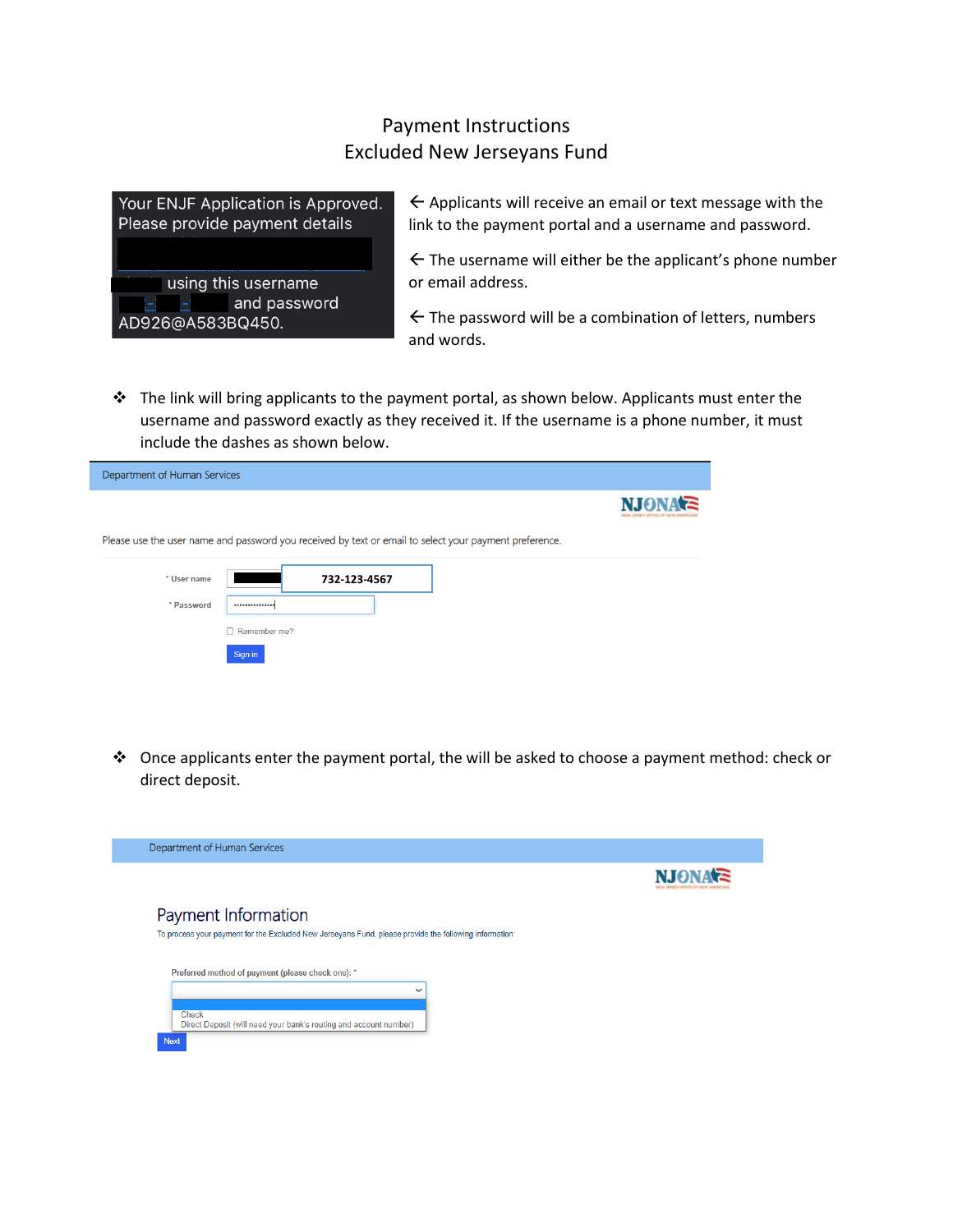# Payment Instructions
## Excluded New Jerseyans Fund

Your ENJF Application is Approved. Please provide payment details

using this username

and password AD926@A583BQ450.

← Applicants will receive an email or text message with the link to the payment portal and a username and password.

← The username will either be the applicant's phone number or email address.

← The password will be a combination of letters, numbers and words.

❖ The link will bring applicants to the payment portal, as shown below. Applicants must enter the username and password exactly as they received it. If the username is a phone number, it must include the dashes as shown below.

Department of Human Services

NJONA

Please use the user name and password you received by text or email to select your payment preference.

\* User name 732-123-4567

\* Password ••••••••••••••

Remember me?

Sign in

❖ Once applicants enter the payment portal, the will be asked to choose a payment method: check or direct deposit.

Department of Human Services

NJONA

Payment Information

To process your payment for the Excluded New Jerseyans Fund, please provide the following information:

Preferred method of payment (please check one): *

Check

Direct Deposit (will need your bank's routing and account number)

Next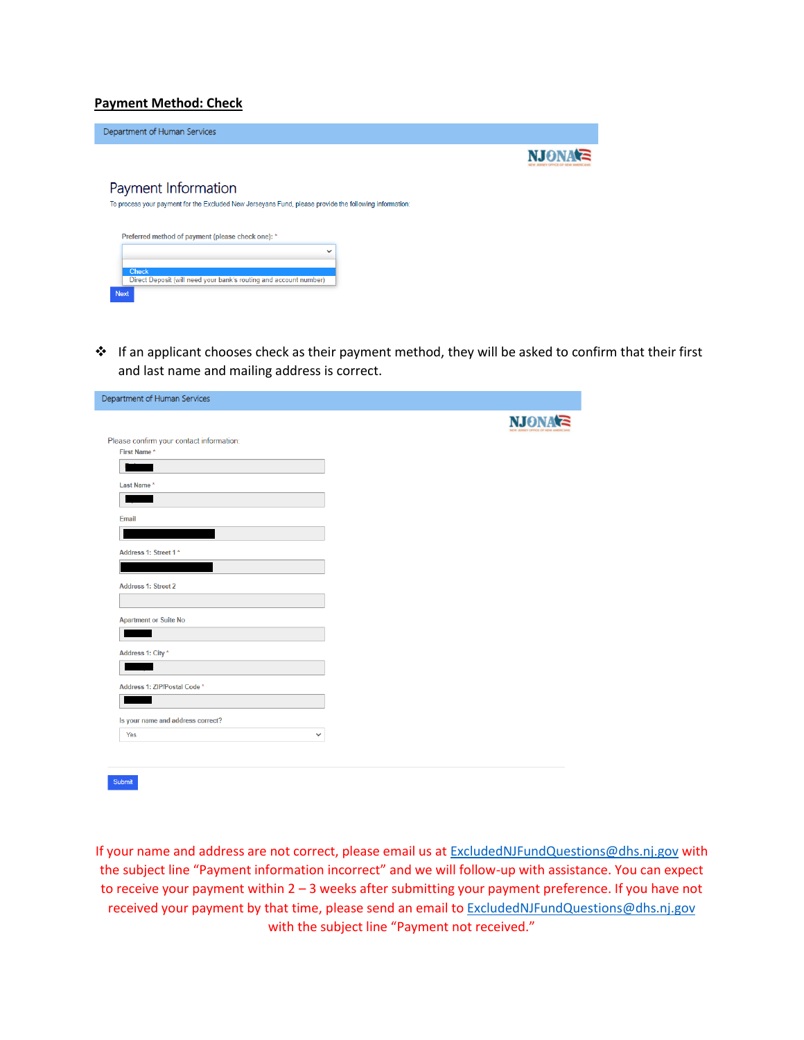**Payment Method: Check**

Department of Human Services

NJONA

## Payment Information

To process your payment for the Excluded New Jerseyans Fund, please provide the following information:

Preferred method of payment (please check one): *

- Check
- Direct Deposit (will need your bank's routing and account number)

Next

❖ If an applicant chooses check as their payment method, they will be asked to confirm that their first and last name and mailing address is correct.

Department of Human Services

NJONA

Please confirm your contact information:

First Name *

Last Name *

Email

Address 1: Street 1 *

Address 1: Street 2

Apartment or Suite No

Address 1: City *

Address 1: ZIP/Postal Code *

Is your name and address correct?

Yes

Submit

If your name and address are not correct, please email us at ExcludedNJFundQuestions@dhs.nj.gov with the subject line "Payment information incorrect" and we will follow-up with assistance. You can expect to receive your payment within 2 – 3 weeks after submitting your payment preference. If you have not received your payment by that time, please send an email to ExcludedNJFundQuestions@dhs.nj.gov with the subject line "Payment not received."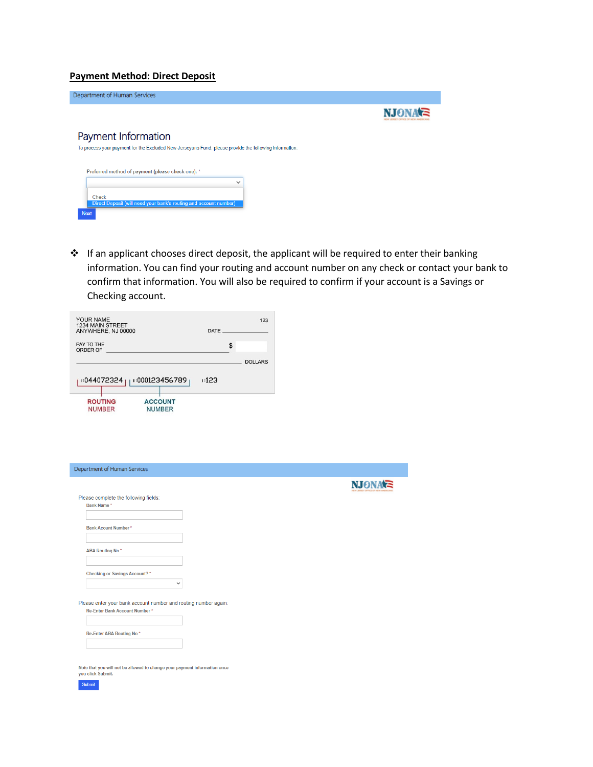## Payment Method: Direct Deposit

Department of Human Services

NJONA

### Payment Information

To process your payment for the Excluded New Jerseyans Fund, please provide the following information:

Preferred method of payment (please check one): *

- Check
- Direct Deposit (will need your bank's routing and account number)

Next

❖ If an applicant chooses direct deposit, the applicant will be required to enter their banking information. You can find your routing and account number on any check or contact your bank to confirm that information. You will also be required to confirm if your account is a Savings or Checking account.

YOUR NAME
1234 MAIN STREET
ANYWHERE, NJ 00000

123

DATE

PAY TO THE ORDER OF $

DOLLARS

⑆044072324⑆ ⑈000123456789⑈ ⑈123

ROUTING NUMBER — ACCOUNT NUMBER

Department of Human Services

NJONA

Please complete the following fields:

Bank Name *

Bank Acount Number *

ABA Routing No *

Checking or Savings Account? *

Please enter your bank account number and routing number again.

Re-Enter Bank Account Number *

Re-Enter ABA Routing No *

Note that you will not be allowed to change your payment information once you click Submit.

Submit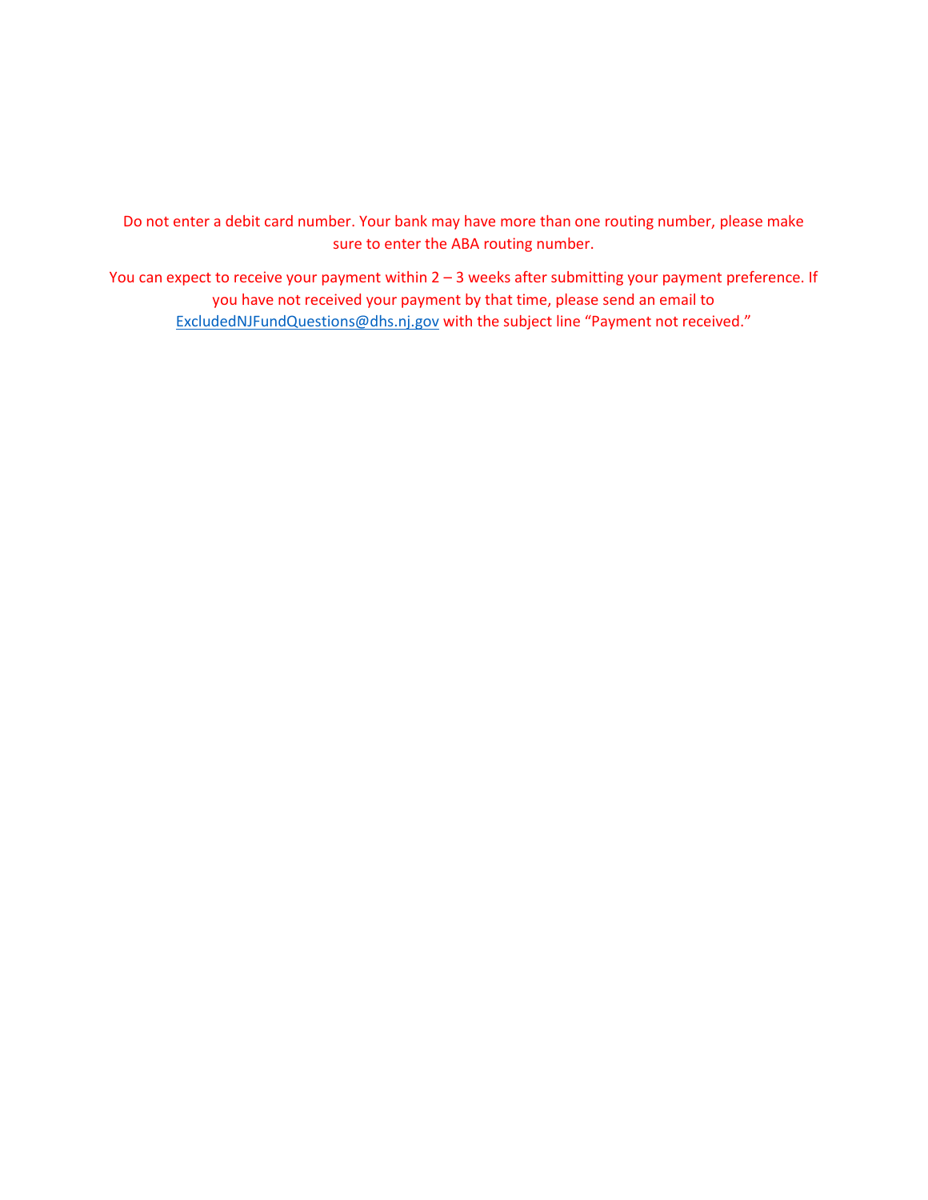Do not enter a debit card number. Your bank may have more than one routing number, please make sure to enter the ABA routing number.

You can expect to receive your payment within 2 – 3 weeks after submitting your payment preference. If you have not received your payment by that time, please send an email to ExcludedNJFundQuestions@dhs.nj.gov with the subject line "Payment not received."